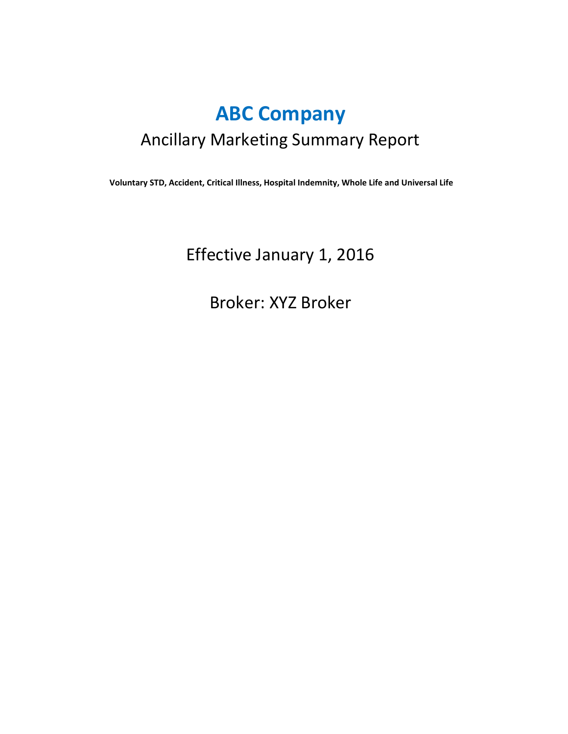# ABC Company

## Ancillary Marketing Summary Report

**Voluntary STD, Accident, Critical Illness, Hospital Indemnity, Whole Life and Universal Life**

Effective January 1, 2016

Broker: XYZ Broker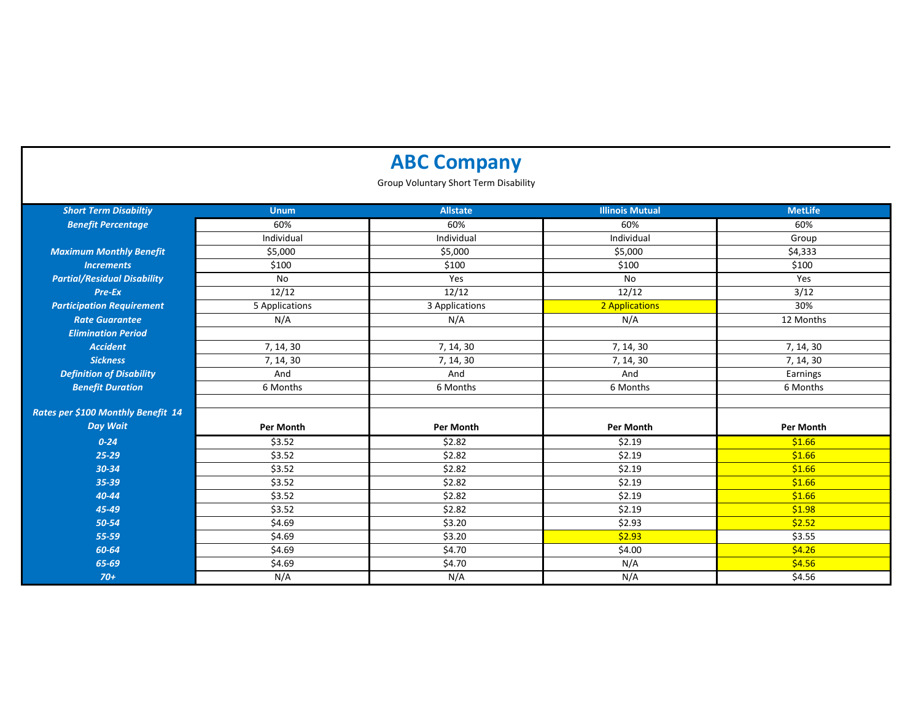# ABC Company

Group Voluntary Short Term Disability

| Short Term Disabiltiy | Unum | Allstate | Illinois Mutual | MetLife |
|---|---|---|---|---|
| Benefit Percentage | 60% | 60% | 60% | 60% |
| | Individual | Individual | Individual | Group |
| Maximum Monthly Benefit | $5,000 | $5,000 | $5,000 | $4,333 |
| Increments | $100 | $100 | $100 | $100 |
| Partial/Residual Disability | No | Yes | No | Yes |
| Pre-Ex | 12/12 | 12/12 | 12/12 | 3/12 |
| Participation Requirement | 5 Applications | 3 Applications | 2 Applications | 30% |
| Rate Guarantee | N/A | N/A | N/A | 12 Months |
| Elimination Period | | | | |
| Accident | 7, 14, 30 | 7, 14, 30 | 7, 14, 30 | 7, 14, 30 |
| Sickness | 7, 14, 30 | 7, 14, 30 | 7, 14, 30 | 7, 14, 30 |
| Definition of Disability | And | And | And | Earnings |
| Benefit Duration | 6 Months | 6 Months | 6 Months | 6 Months |
| | | | | |
| Rates per $100 Monthly Benefit 14 Day Wait | Per Month | Per Month | Per Month | Per Month |
| 0-24 | $3.52 | $2.82 | $2.19 | $1.66 |
| 25-29 | $3.52 | $2.82 | $2.19 | $1.66 |
| 30-34 | $3.52 | $2.82 | $2.19 | $1.66 |
| 35-39 | $3.52 | $2.82 | $2.19 | $1.66 |
| 40-44 | $3.52 | $2.82 | $2.19 | $1.66 |
| 45-49 | $3.52 | $2.82 | $2.19 | $1.98 |
| 50-54 | $4.69 | $3.20 | $2.93 | $2.52 |
| 55-59 | $4.69 | $3.20 | $2.93 | $3.55 |
| 60-64 | $4.69 | $4.70 | $4.00 | $4.26 |
| 65-69 | $4.69 | $4.70 | N/A | $4.56 |
| 70+ | N/A | N/A | N/A | $4.56 |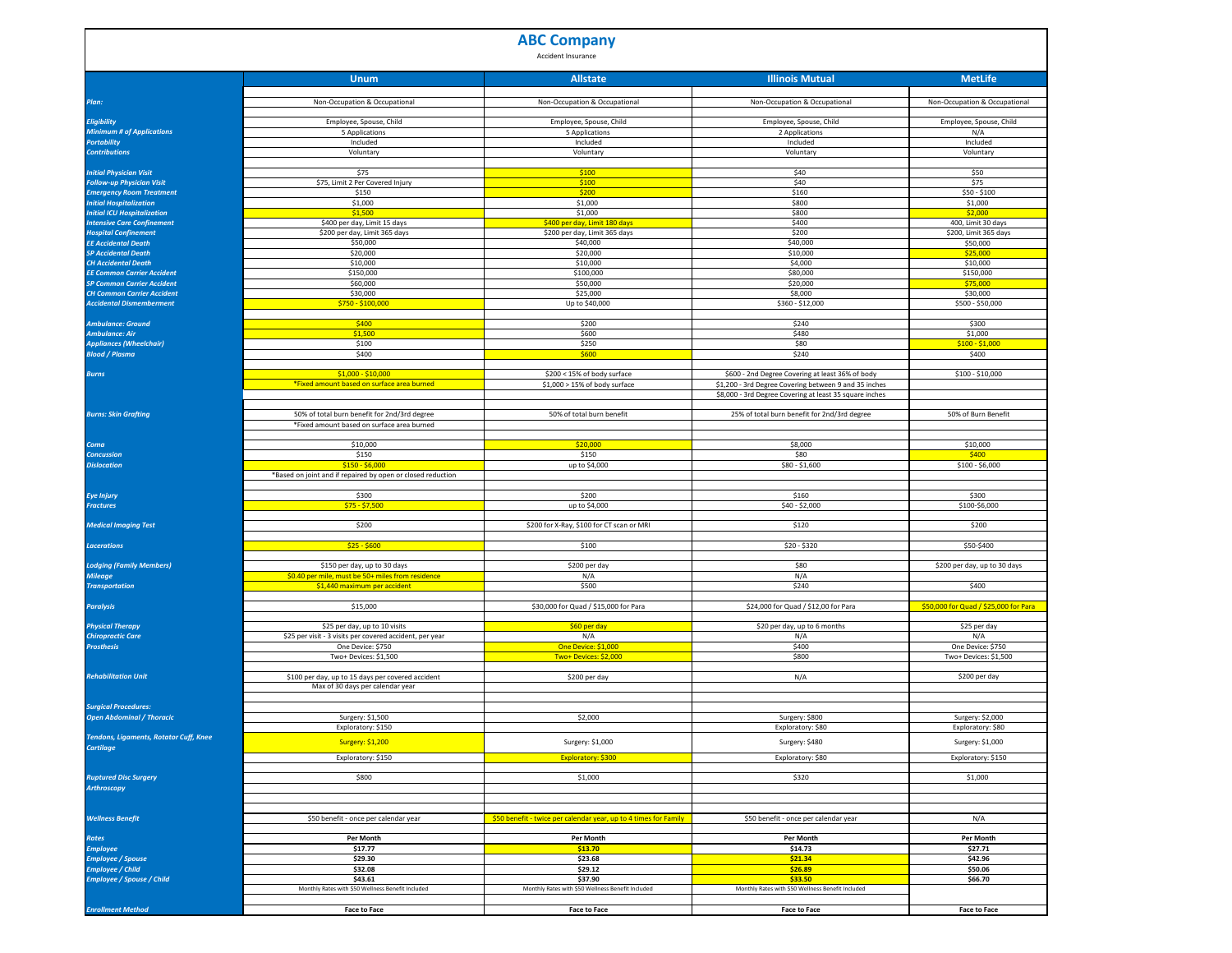# ABC Company

Accident Insurance

| | Unum | Allstate | Illinois Mutual | MetLife |
|---|---|---|---|---|
| **Plan:** | Non-Occupation & Occupational | Non-Occupation & Occupational | Non-Occupation & Occupational | Non-Occupation & Occupational |
| **Eligibility** | Employee, Spouse, Child | Employee, Spouse, Child | Employee, Spouse, Child | Employee, Spouse, Child |
| **Minimum # of Applications** | 5 Applications | 5 Applications | 2 Applications | N/A |
| **Portability** | Included | Included | Included | Included |
| **Contributions** | Voluntary | Voluntary | Voluntary | Voluntary |
| **Initial Physician Visit** | $75 | $100 | $40 | $50 |
| **Follow-up Physician Visit** | $75, Limit 2 Per Covered Injury | $100 | $40 | $75 |
| **Emergency Room Treatment** | $150 | $200 | $160 | $50 - $100 |
| **Initial Hospitalization** | $1,000 | $1,000 | $800 | $1,000 |
| **Initial ICU Hospitalization** | $1,500 | $1,000 | $800 | $2,000 |
| **Intensive Care Confinement** | $400 per day, Limit 15 days | $400 per day, Limit 180 days | $400 | 400, Limit 30 days |
| **Hospital Confinement** | $200 per day, Limit 365 days | $200 per day, Limit 365 days | $200 | $200, Limit 365 days |
| **EE Accidental Death** | $50,000 | $40,000 | $40,000 | $50,000 |
| **SP Accidental Death** | $20,000 | $20,000 | $10,000 | $25,000 |
| **CH Accidental Death** | $10,000 | $10,000 | $4,000 | $10,000 |
| **EE Common Carrier Accident** | $150,000 | $100,000 | $80,000 | $150,000 |
| **SP Common Carrier Accident** | $60,000 | $50,000 | $20,000 | $75,000 |
| **CH Common Carrier Accident** | $30,000 | $25,000 | $8,000 | $30,000 |
| **Accidental Dismemberment** | $750 - $100,000 | Up to $40,000 | $360 - $12,000 | $500 - $50,000 |
| **Ambulance: Ground** | $400 | $200 | $240 | $300 |
| **Ambulance: Air** | $1,500 | $600 | $480 | $1,000 |
| **Appliances (Wheelchair)** | $100 | $250 | $80 | $100 - $1,000 |
| **Blood / Plasma** | $400 | $600 | $240 | $400 |
| **Burns** | $1,000 - $10,000<br>*Fixed amount based on surface area burned | $200 < 15% of body surface<br>$1,000 > 15% of body surface | $600 - 2nd Degree Covering at least 36% of body<br>$1,200 - 3rd Degree Covering between 9 and 35 inches<br>$8,000 - 3rd Degree Covering at least 35 square inches | $100 - $10,000 |
| **Burns: Skin Grafting** | 50% of total burn benefit for 2nd/3rd degree<br>*Fixed amount based on surface area burned | 50% of total burn benefit | 25% of total burn benefit for 2nd/3rd degree | 50% of Burn Benefit |
| **Coma** | $10,000 | $20,000 | $8,000 | $10,000 |
| **Concussion** | $150 | $150 | $80 | $400 |
| **Dislocation** | $150 - $6,000<br>*Based on joint and if repaired by open or closed reduction | up to $4,000 | $80 - $1,600 | $100 - $6,000 |
| **Eye Injury** | $300 | $200 | $160 | $300 |
| **Fractures** | $75 - $7,500 | up to $4,000 | $40 - $2,000 | $100-$6,000 |
| **Medical Imaging Test** | $200 | $200 for X-Ray, $100 for CT scan or MRI | $120 | $200 |
| **Lacerations** | $25 - $600 | $100 | $20 - $320 | $50-$400 |
| **Lodging (Family Members)** | $150 per day, up to 30 days | $200 per day | $80 | $200 per day, up to 30 days |
| **Mileage** | $0.40 per mile, must be 50+ miles from residence | N/A | N/A | |
| **Transportation** | $1,440 maximum per accident | $500 | $240 | $400 |
| **Paralysis** | $15,000 | $30,000 for Quad / $15,000 for Para | $24,000 for Quad / $12,00 for Para | $50,000 for Quad / $25,000 for Para |
| **Physical Therapy** | $25 per day, up to 10 visits | $60 per day | $20 per day, up to 6 months | $25 per day |
| **Chiropractic Care** | $25 per visit - 3 visits per covered accident, per year | N/A | N/A | N/A |
| **Prosthesis** | One Device: $750<br>Two+ Devices: $1,500 | One Device: $1,000<br>Two+ Devices: $2,000 | $400<br>$800 | One Device: $750<br>Two+ Devices: $1,500 |
| **Rehabilitation Unit** | $100 per day, up to 15 days per covered accident<br>Max of 30 days per calendar year | $200 per day | N/A | $200 per day |
| **Surgical Procedures:** | | | | |
| **Open Abdominal / Thoracic** | Surgery: $1,500<br>Exploratory: $150 | $2,000 | Surgery: $800<br>Exploratory: $80 | Surgery: $2,000<br>Exploratory: $80 |
| **Tendons, Ligaments, Rotator Cuff, Knee Cartilage** | Surgery: $1,200<br>Exploratory: $150 | Surgery: $1,000<br>Exploratory: $300 | Surgery: $480<br>Exploratory: $80 | Surgery: $1,000<br>Exploratory: $150 |
| **Ruptured Disc Surgery** | $800 | $1,000 | $320 | $1,000 |
| **Arthroscopy** | | | | |
| **Wellness Benefit** | $50 benefit - once per calendar year | $50 benefit - twice per calendar year, up to 4 times for Family | $50 benefit - once per calendar year | N/A |
| **Rates** | **Per Month** | **Per Month** | **Per Month** | **Per Month** |
| **Employee** | **$17.77** | **$13.70** | **$14.73** | **$27.71** |
| **Employee / Spouse** | **$29.30** | **$23.68** | **$21.34** | **$42.96** |
| **Employee / Child** | **$32.08** | **$29.12** | **$26.89** | **$50.06** |
| **Employee / Spouse / Child** | **$43.61**<br>Monthly Rates with $50 Wellness Benefit Included | **$37.90**<br>Monthly Rates with $50 Wellness Benefit Included | **$33.50**<br>Monthly Rates with $50 Wellness Benefit Included | **$66.70** |
| **Enrollment Method** | **Face to Face** | **Face to Face** | **Face to Face** | **Face to Face** |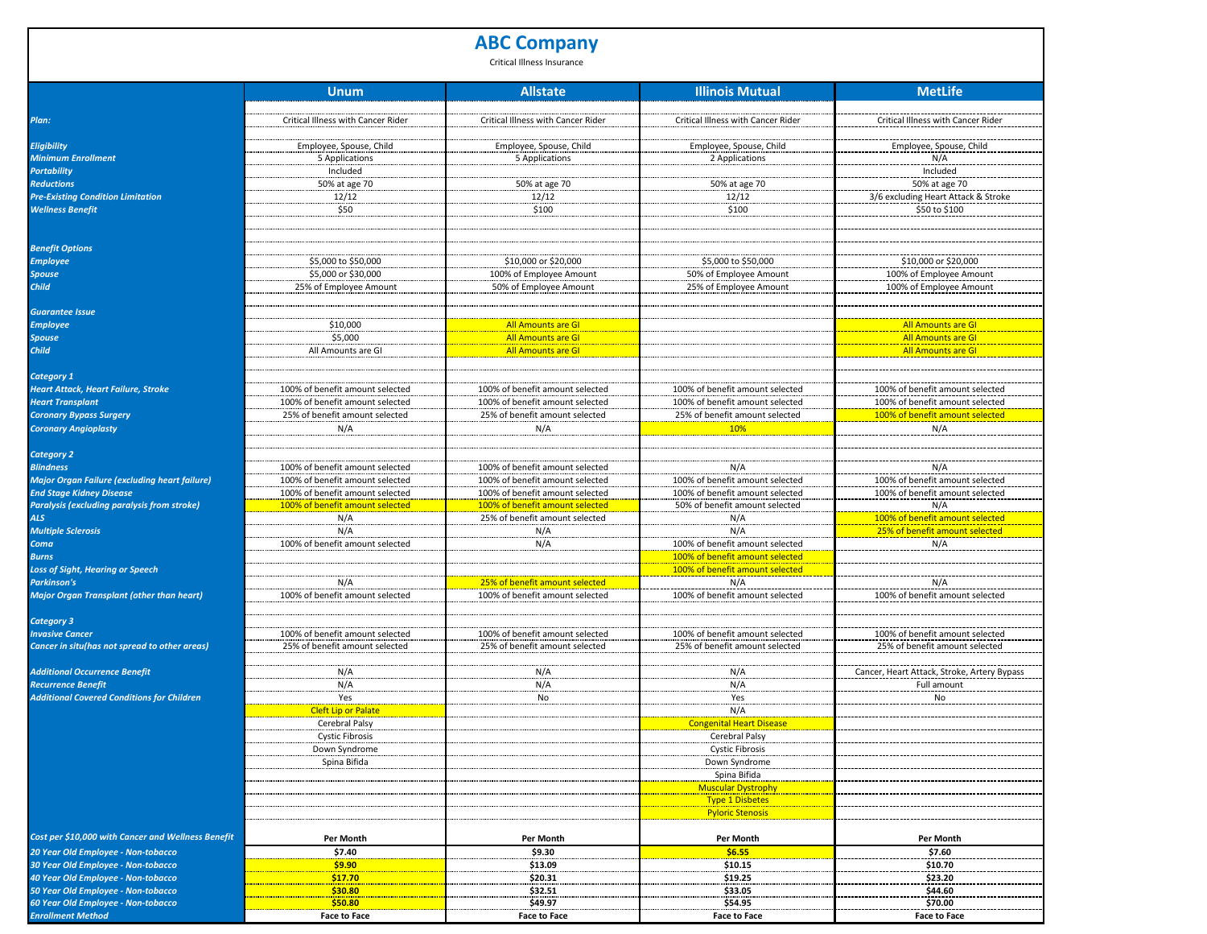# ABC Company

Critical Illness Insurance

| | Unum | Allstate | Illinois Mutual | MetLife |
|---|---|---|---|---|
| ***Plan:*** | Critical Illness with Cancer Rider | Critical Illness with Cancer Rider | Critical Illness with Cancer Rider | Critical Illness with Cancer Rider |
| ***Eligibility*** | Employee, Spouse, Child | Employee, Spouse, Child | Employee, Spouse, Child | Employee, Spouse, Child |
| ***Minimum Enrollment*** | 5 Applications | 5 Applications | 2 Applications | N/A |
| ***Portability*** | Included | | | Included |
| ***Reductions*** | 50% at age 70 | 50% at age 70 | 50% at age 70 | 50% at age 70 |
| ***Pre-Existing Condition Limitation*** | 12/12 | 12/12 | 12/12 | 3/6 excluding Heart Attack & Stroke |
| ***Wellness Benefit*** | $50 | $100 | $100 | $50 to $100 |
| | | | | |
| ***Benefit Options*** | | | | |
| ***Employee*** | $5,000 to $50,000 | $10,000 or $20,000 | $5,000 to $50,000 | $10,000 or $20,000 |
| ***Spouse*** | $5,000 or $30,000 | 100% of Employee Amount | 50% of Employee Amount | 100% of Employee Amount |
| ***Child*** | 25% of Employee Amount | 50% of Employee Amount | 25% of Employee Amount | 100% of Employee Amount |
| ***Guarantee Issue*** | | | | |
| ***Employee*** | $10,000 | All Amounts are GI | | All Amounts are GI |
| ***Spouse*** | $5,000 | All Amounts are GI | | All Amounts are GI |
| ***Child*** | All Amounts are GI | All Amounts are GI | | All Amounts are GI |
| ***Category 1*** | | | | |
| ***Heart Attack, Heart Failure, Stroke*** | 100% of benefit amount selected | 100% of benefit amount selected | 100% of benefit amount selected | 100% of benefit amount selected |
| ***Heart Transplant*** | 100% of benefit amount selected | 100% of benefit amount selected | 100% of benefit amount selected | 100% of benefit amount selected |
| ***Coronary Bypass Surgery*** | 25% of benefit amount selected | 25% of benefit amount selected | 25% of benefit amount selected | 100% of benefit amount selected |
| ***Coronary Angioplasty*** | N/A | N/A | 10% | N/A |
| ***Category 2*** | | | | |
| ***Blindness*** | 100% of benefit amount selected | 100% of benefit amount selected | N/A | N/A |
| ***Major Organ Failure (excluding heart failure)*** | 100% of benefit amount selected | 100% of benefit amount selected | 100% of benefit amount selected | 100% of benefit amount selected |
| ***End Stage Kidney Disease*** | 100% of benefit amount selected | 100% of benefit amount selected | 100% of benefit amount selected | 100% of benefit amount selected |
| ***Paralysis (excluding paralysis from stroke)*** | 100% of benefit amount selected | 100% of benefit amount selected | 50% of benefit amount selected | N/A |
| ***ALS*** | N/A | 25% of benefit amount selected | N/A | 100% of benefit amount selected |
| ***Multiple Sclerosis*** | N/A | N/A | N/A | 25% of benefit amount selected |
| ***Coma*** | 100% of benefit amount selected | N/A | 100% of benefit amount selected | N/A |
| ***Burns*** | | | 100% of benefit amount selected | |
| ***Loss of Sight, Hearing or Speech*** | | | 100% of benefit amount selected | |
| ***Parkinson's*** | N/A | 25% of benefit amount selected | N/A | N/A |
| ***Major Organ Transplant (other than heart)*** | 100% of benefit amount selected | 100% of benefit amount selected | 100% of benefit amount selected | 100% of benefit amount selected |
| ***Category 3*** | | | | |
| ***Invasive Cancer*** | 100% of benefit amount selected | 100% of benefit amount selected | 100% of benefit amount selected | 100% of benefit amount selected |
| ***Cancer in situ(has not spread to other areas)*** | 25% of benefit amount selected | 25% of benefit amount selected | 25% of benefit amount selected | 25% of benefit amount selected |
| ***Additional Occurrence Benefit*** | N/A | N/A | N/A | Cancer, Heart Attack, Stroke, Artery Bypass |
| ***Recurrence Benefit*** | N/A | N/A | N/A | Full amount |
| ***Additional Covered Conditions for Children*** | Yes | No | Yes | No |
| | Cleft Lip or Palate | | N/A | |
| | Cerebral Palsy | | Congenital Heart Disease | |
| | Cystic Fibrosis | | Cerebral Palsy | |
| | Down Syndrome | | Cystic Fibrosis | |
| | Spina Bifida | | Down Syndrome | |
| | | | Spina Bifida | |
| | | | Muscular Dystrophy | |
| | | | Type 1 Disbetes | |
| | | | Pyloric Stenosis | |
| ***Cost per $10,000 with Cancer and Wellness Benefit*** | **Per Month** | **Per Month** | **Per Month** | **Per Month** |
| ***20 Year Old Employee - Non-tobacco*** | **$7.40** | **$9.30** | **$6.55** | **$7.60** |
| ***30 Year Old Employee - Non-tobacco*** | **$9.90** | **$13.09** | **$10.15** | **$10.70** |
| ***40 Year Old Employee - Non-tobacco*** | **$17.70** | **$20.31** | **$19.25** | **$23.20** |
| ***50 Year Old Employee - Non-tobacco*** | **$30.80** | **$32.51** | **$33.05** | **$44.60** |
| ***60 Year Old Employee - Non-tobacco*** | **$50.80** | **$49.97** | **$54.95** | **$70.00** |
| ***Enrollment Method*** | **Face to Face** | **Face to Face** | **Face to Face** | **Face to Face** |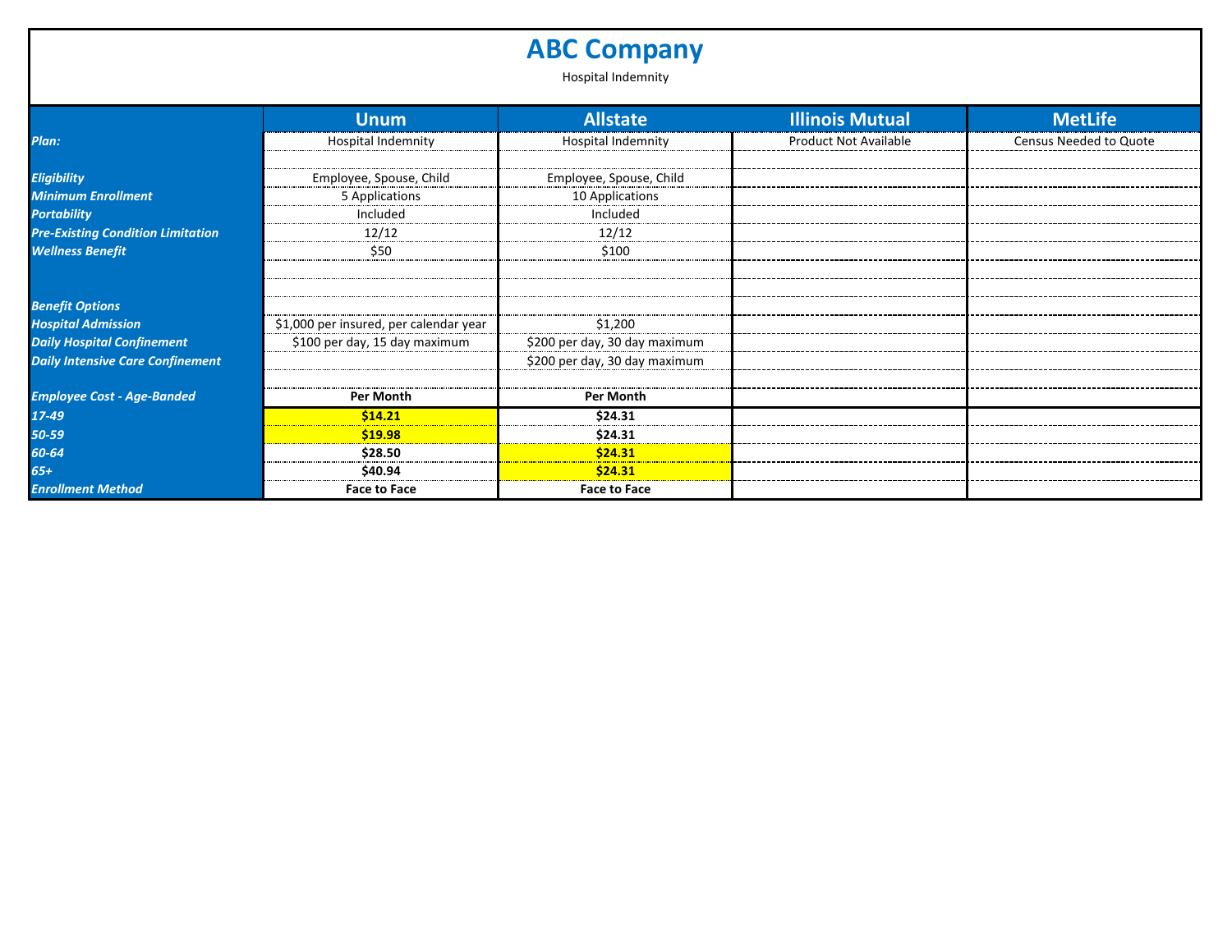# ABC Company

Hospital Indemnity

| | Unum | Allstate | Illinois Mutual | MetLife |
|---|---|---|---|---|
| ***Plan:*** | Hospital Indemnity | Hospital Indemnity | Product Not Available | Census Needed to Quote |
| | | | | |
| ***Eligibility*** | Employee, Spouse, Child | Employee, Spouse, Child | | |
| ***Minimum Enrollment*** | 5 Applications | 10 Applications | | |
| ***Portability*** | Included | Included | | |
| ***Pre-Existing Condition Limitation*** | 12/12 | 12/12 | | |
| ***Wellness Benefit*** | $50 | $100 | | |
| | | | | |
| | | | | |
| ***Benefit Options*** | | | | |
| ***Hospital Admission*** | $1,000 per insured, per calendar year | $1,200 | | |
| ***Daily Hospital Confinement*** | $100 per day, 15 day maximum | $200 per day, 30 day maximum | | |
| ***Daily Intensive Care Confinement*** | | $200 per day, 30 day maximum | | |
| | | | | |
| ***Employee Cost - Age-Banded*** | **Per Month** | **Per Month** | | |
| ***17-49*** | **$14.21** | **$24.31** | | |
| ***50-59*** | **$19.98** | **$24.31** | | |
| ***60-64*** | **$28.50** | **$24.31** | | |
| ***65+*** | **$40.94** | **$24.31** | | |
| ***Enrollment Method*** | **Face to Face** | **Face to Face** | | |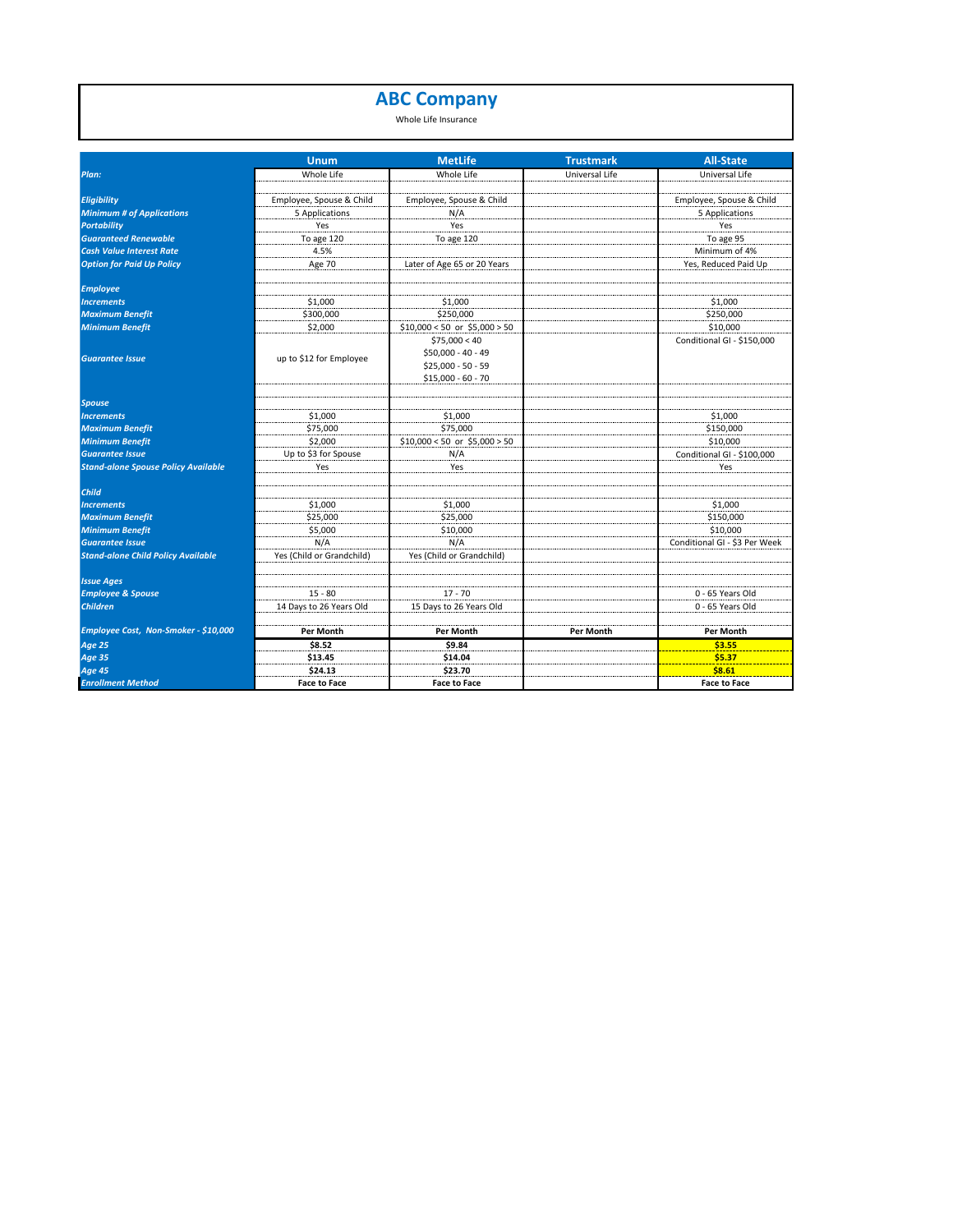# ABC Company

Whole Life Insurance

| | Unum | MetLife | Trustmark | All-State |
|---|---|---|---|---|
| ***Plan:*** | Whole Life | Whole Life | Universal Life | Universal Life |
| | | | | |
| ***Eligibility*** | Employee, Spouse & Child | Employee, Spouse & Child | | Employee, Spouse & Child |
| ***Minimum # of Applications*** | 5 Applications | N/A | | 5 Applications |
| ***Portability*** | Yes | Yes | | Yes |
| ***Guaranteed Renewable*** | To age 120 | To age 120 | | To age 95 |
| ***Cash Value Interest Rate*** | 4.5% | | | Minimum of 4% |
| ***Option for Paid Up Policy*** | Age 70 | Later of Age 65 or 20 Years | | Yes, Reduced Paid Up |
| | | | | |
| ***Employee*** | | | | |
| ***Increments*** | $1,000 | $1,000 | | $1,000 |
| ***Maximum Benefit*** | $300,000 | $250,000 | | $250,000 |
| ***Minimum Benefit*** | $2,000 | $10,000 < 50 or $5,000 > 50 | | $10,000 |
| ***Guarantee Issue*** | up to $12 for Employee | $75,000 < 40<br>$50,000 - 40 - 49<br>$25,000 - 50 - 59<br>$15,000 - 60 - 70 | | Conditional GI - $150,000 |
| | | | | |
| ***Spouse*** | | | | |
| ***Increments*** | $1,000 | $1,000 | | $1,000 |
| ***Maximum Benefit*** | $75,000 | $75,000 | | $150,000 |
| ***Minimum Benefit*** | $2,000 | $10,000 < 50 or $5,000 > 50 | | $10,000 |
| ***Guarantee Issue*** | Up to $3 for Spouse | N/A | | Conditional GI - $100,000 |
| ***Stand-alone Spouse Policy Available*** | Yes | Yes | | Yes |
| | | | | |
| ***Child*** | | | | |
| ***Increments*** | $1,000 | $1,000 | | $1,000 |
| ***Maximum Benefit*** | $25,000 | $25,000 | | $150,000 |
| ***Minimum Benefit*** | $5,000 | $10,000 | | $10,000 |
| ***Guarantee Issue*** | N/A | N/A | | Conditional GI - $3 Per Week |
| ***Stand-alone Child Policy Available*** | Yes (Child or Grandchild) | Yes (Child or Grandchild) | | |
| | | | | |
| ***Issue Ages*** | | | | |
| ***Employee & Spouse*** | 15 - 80 | 17 - 70 | | 0 - 65 Years Old |
| ***Children*** | 14 Days to 26 Years Old | 15 Days to 26 Years Old | | 0 - 65 Years Old |
| | | | | |
| ***Employee Cost, Non-Smoker - $10,000*** | **Per Month** | **Per Month** | **Per Month** | **Per Month** |
| ***Age 25*** | **$8.52** | **$9.84** | | **$3.55** |
| ***Age 35*** | **$13.45** | **$14.04** | | **$5.37** |
| ***Age 45*** | **$24.13** | **$23.70** | | **$8.61** |
| ***Enrollment Method*** | **Face to Face** | **Face to Face** | | **Face to Face** |